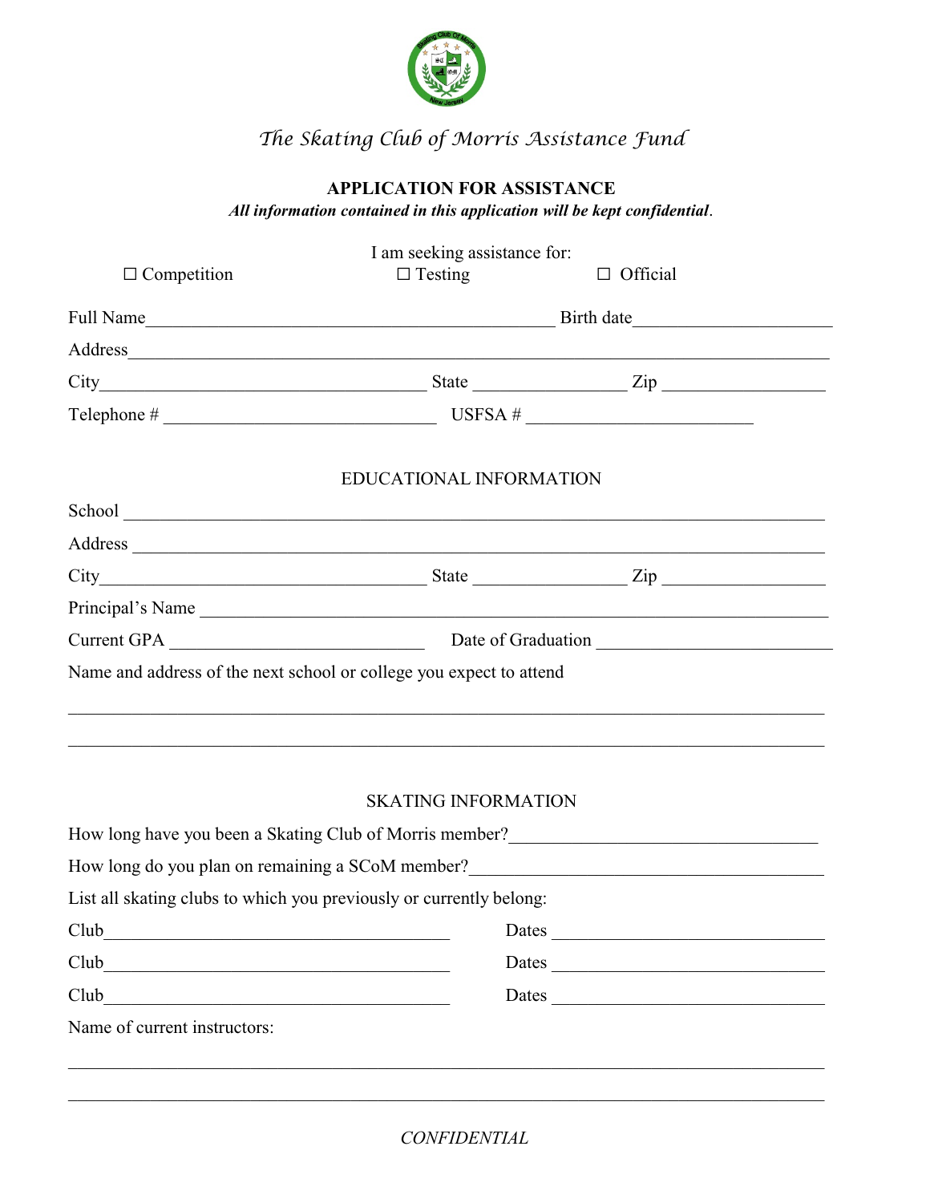# *The Skating Club of Morris Assistance Fund*

## APPLICATION FOR ASSISTANCE

***All information contained in this application will be kept confidential*.**

I am seeking assistance for:

☐ Competition ☐ Testing ☐ Official

Full Name_____________________________________________ Birth date______________________

Address___________________________________________________________________________

City____________________________________ State _________________ Zip __________________

Telephone # ______________________________ USFSA # _________________________

### EDUCATIONAL INFORMATION

School ____________________________________________________________________________

Address ___________________________________________________________________________

City____________________________________ State _________________ Zip __________________

Principal's Name ____________________________________________________________________

Current GPA ____________________________ Date of Graduation __________________________

Name and address of the next school or college you expect to attend

_________________________________________________________________________________

_________________________________________________________________________________

### SKATING INFORMATION

How long have you been a Skating Club of Morris member?__________________________________

How long do you plan on remaining a SCoM member?_______________________________________

List all skating clubs to which you previously or currently belong:

Club_______________________________________ Dates ______________________________

Club_______________________________________ Dates ______________________________

Club_______________________________________ Dates ______________________________

Name of current instructors:

_________________________________________________________________________________

_________________________________________________________________________________

*CONFIDENTIAL*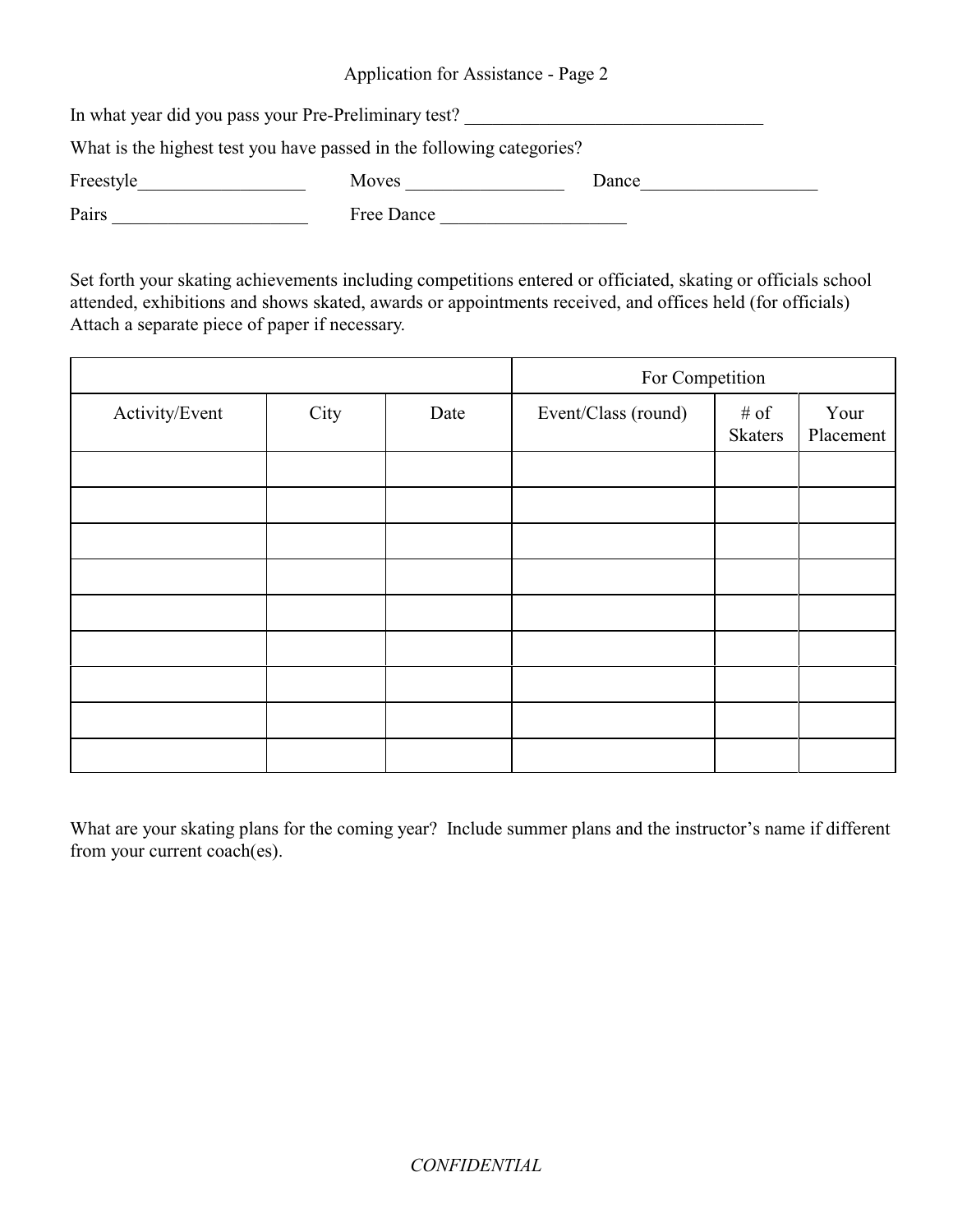Application for Assistance - Page 2

In what year did you pass your Pre-Preliminary test? ________________________________

What is the highest test you have passed in the following categories?

Freestyle__________________ Moves _________________ Dance___________________

Pairs _____________________ Free Dance ____________________

Set forth your skating achievements including competitions entered or officiated, skating or officials school attended, exhibitions and shows skated, awards or appointments received, and offices held (for officials) Attach a separate piece of paper if necessary.

| | | | For Competition | | |
|---|---|---|---|---|---|
| Activity/Event | City | Date | Event/Class (round) | # of Skaters | Your Placement |
| | | | | | |
| | | | | | |
| | | | | | |
| | | | | | |
| | | | | | |
| | | | | | |
| | | | | | |
| | | | | | |
| | | | | | |

What are your skating plans for the coming year? Include summer plans and the instructor's name if different from your current coach(es).

*CONFIDENTIAL*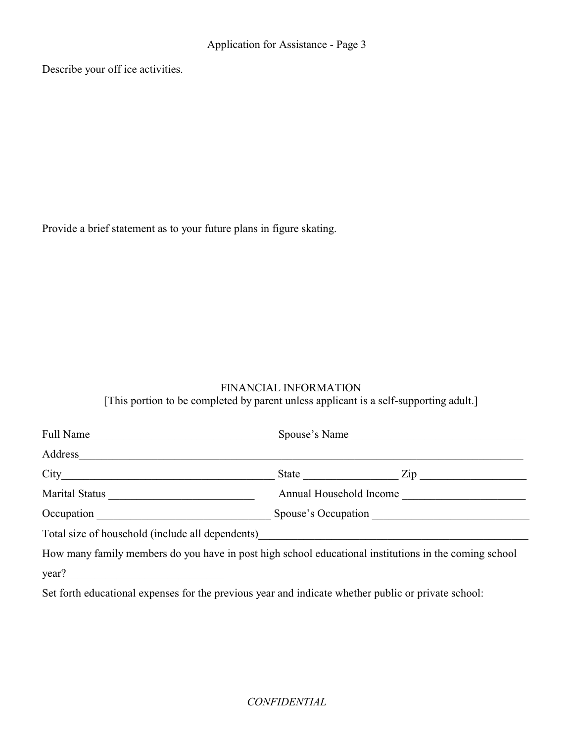Describe your off ice activities.

Provide a brief statement as to your future plans in figure skating.

## FINANCIAL INFORMATION

[This portion to be completed by parent unless applicant is a self-supporting adult.]

Full Name_________________________________ Spouse's Name _______________________________

Address_________________________________________________________________________________

City_______________________________________ State ________________ Zip ___________________

Marital Status __________________________ Annual Household Income ______________________

Occupation _______________________________ Spouse's Occupation ___________________________

Total size of household (include all dependents)_________________________________________________

How many family members do you have in post high school educational institutions in the coming school year?___________________________

Set forth educational expenses for the previous year and indicate whether public or private school:

*CONFIDENTIAL*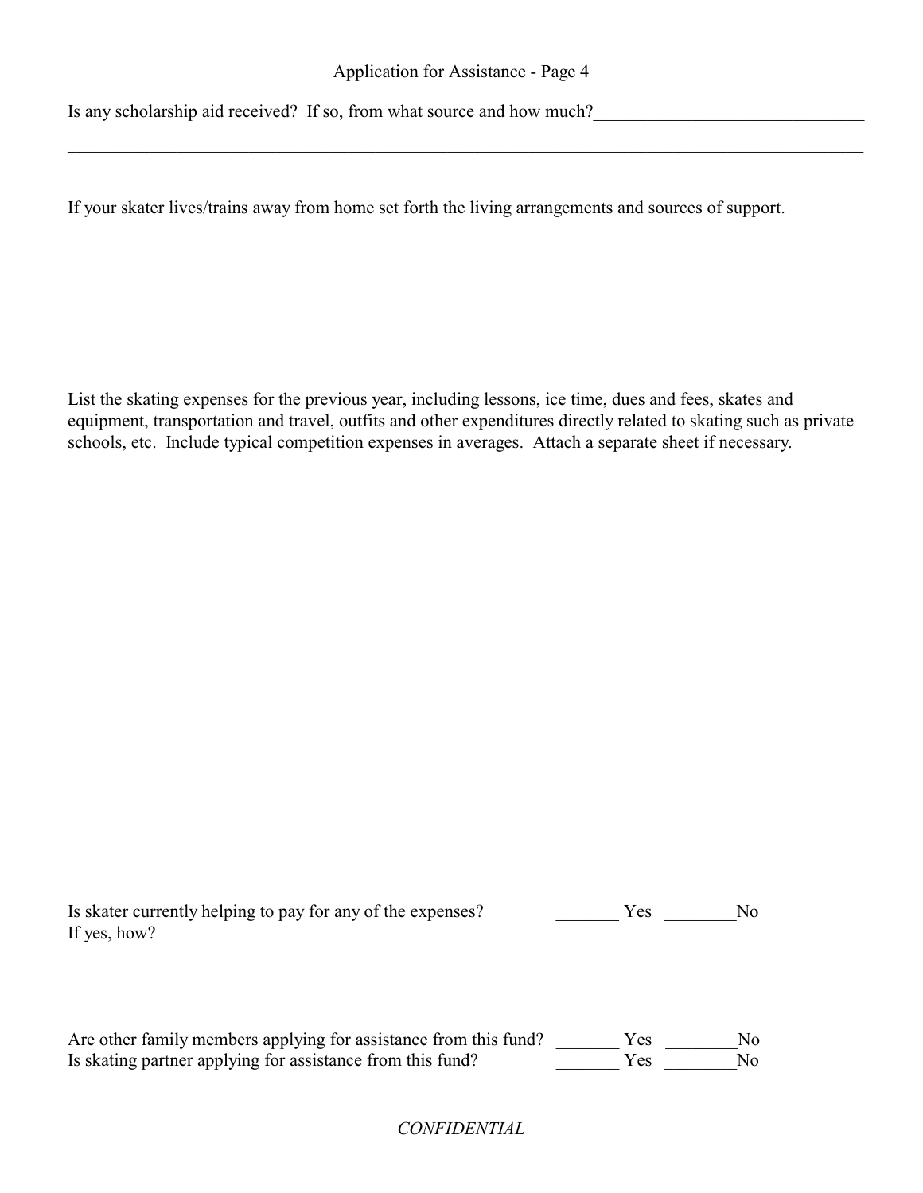Application for Assistance - Page 4

Is any scholarship aid received? If so, from what source and how much?______________________________

_____________________________________________________________________________________

If your skater lives/trains away from home set forth the living arrangements and sources of support.

List the skating expenses for the previous year, including lessons, ice time, dues and fees, skates and equipment, transportation and travel, outfits and other expenditures directly related to skating such as private schools, etc. Include typical competition expenses in averages. Attach a separate sheet if necessary.

Is skater currently helping to pay for any of the expenses? _______ Yes ________No
If yes, how?

Are other family members applying for assistance from this fund? _______ Yes ________No
Is skating partner applying for assistance from this fund? _______ Yes ________No

*CONFIDENTIAL*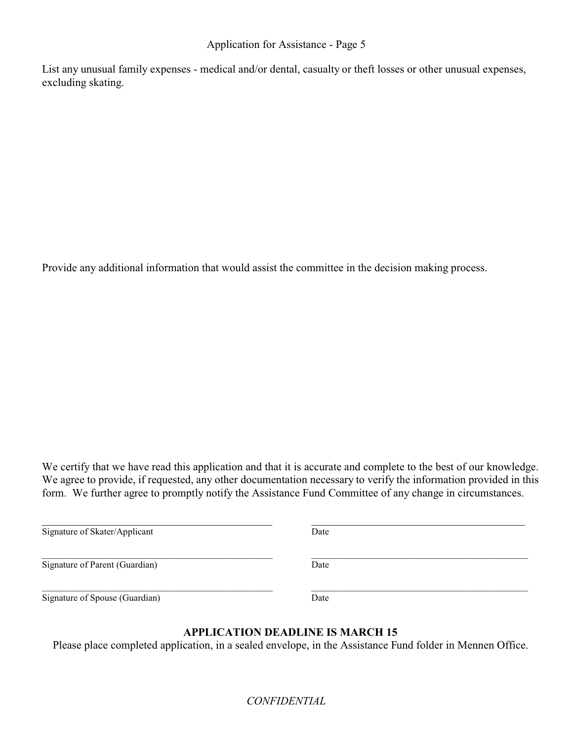List any unusual family expenses - medical and/or dental, casualty or theft losses or other unusual expenses, excluding skating.

Provide any additional information that would assist the committee in the decision making process.

We certify that we have read this application and that it is accurate and complete to the best of our knowledge. We agree to provide, if requested, any other documentation necessary to verify the information provided in this form. We further agree to promptly notify the Assistance Fund Committee of any change in circumstances.

| | |
|---|---|
| ______________________________ | ______________________________ |
| Signature of Skater/Applicant | Date |
| ______________________________ | ______________________________ |
| Signature of Parent (Guardian) | Date |
| ______________________________ | ______________________________ |
| Signature of Spouse (Guardian) | Date |

**APPLICATION DEADLINE IS MARCH 15**

Please place completed application, in a sealed envelope, in the Assistance Fund folder in Mennen Office.

*CONFIDENTIAL*